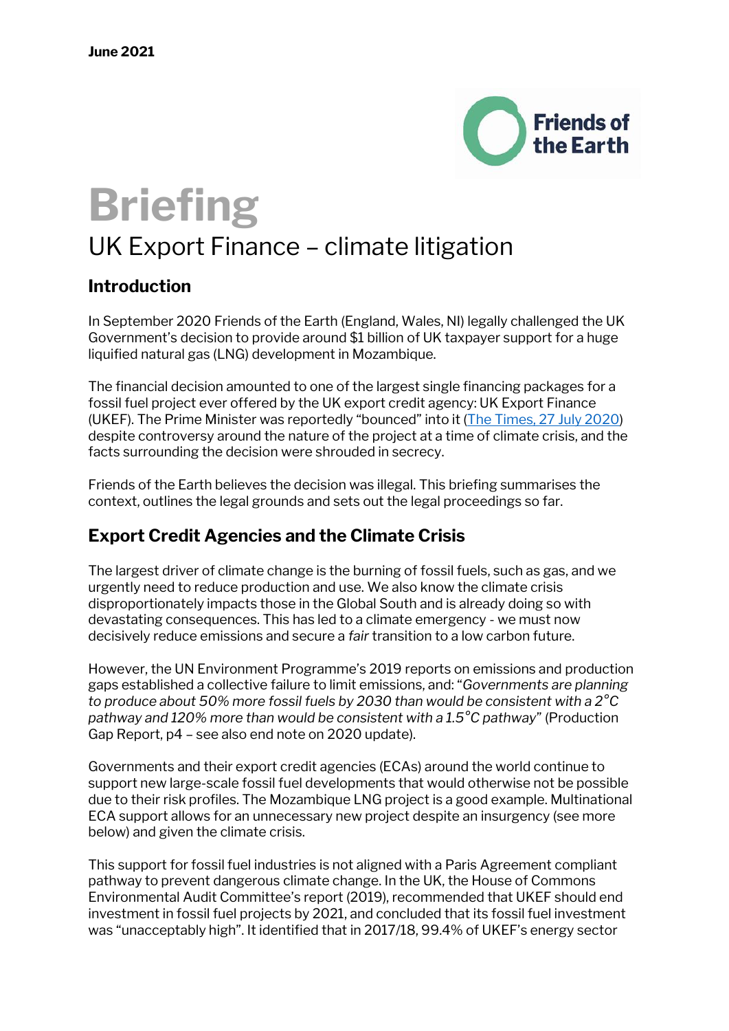**June 2021**

# Briefing

## UK Export Finance – climate litigation

### Introduction

In September 2020 Friends of the Earth (England, Wales, NI) legally challenged the UK Government's decision to provide around $1 billion of UK taxpayer support for a huge liquified natural gas (LNG) development in Mozambique.

The financial decision amounted to one of the largest single financing packages for a fossil fuel project ever offered by the UK export credit agency: UK Export Finance (UKEF). The Prime Minister was reportedly "bounced" into it ([The Times, 27 July 2020](#)) despite controversy around the nature of the project at a time of climate crisis, and the facts surrounding the decision were shrouded in secrecy.

Friends of the Earth believes the decision was illegal. This briefing summarises the context, outlines the legal grounds and sets out the legal proceedings so far.

### Export Credit Agencies and the Climate Crisis

The largest driver of climate change is the burning of fossil fuels, such as gas, and we urgently need to reduce production and use. We also know the climate crisis disproportionately impacts those in the Global South and is already doing so with devastating consequences. This has led to a climate emergency - we must now decisively reduce emissions and secure a *fair* transition to a low carbon future.

However, the UN Environment Programme's 2019 reports on emissions and production gaps established a collective failure to limit emissions, and: "*Governments are planning to produce about 50% more fossil fuels by 2030 than would be consistent with a 2°C pathway and 120% more than would be consistent with a 1.5°C pathway*" (Production Gap Report, p4 – see also end note on 2020 update).

Governments and their export credit agencies (ECAs) around the world continue to support new large-scale fossil fuel developments that would otherwise not be possible due to their risk profiles. The Mozambique LNG project is a good example. Multinational ECA support allows for an unnecessary new project despite an insurgency (see more below) and given the climate crisis.

This support for fossil fuel industries is not aligned with a Paris Agreement compliant pathway to prevent dangerous climate change. In the UK, the House of Commons Environmental Audit Committee's report (2019), recommended that UKEF should end investment in fossil fuel projects by 2021, and concluded that its fossil fuel investment was "unacceptably high". It identified that in 2017/18, 99.4% of UKEF's energy sector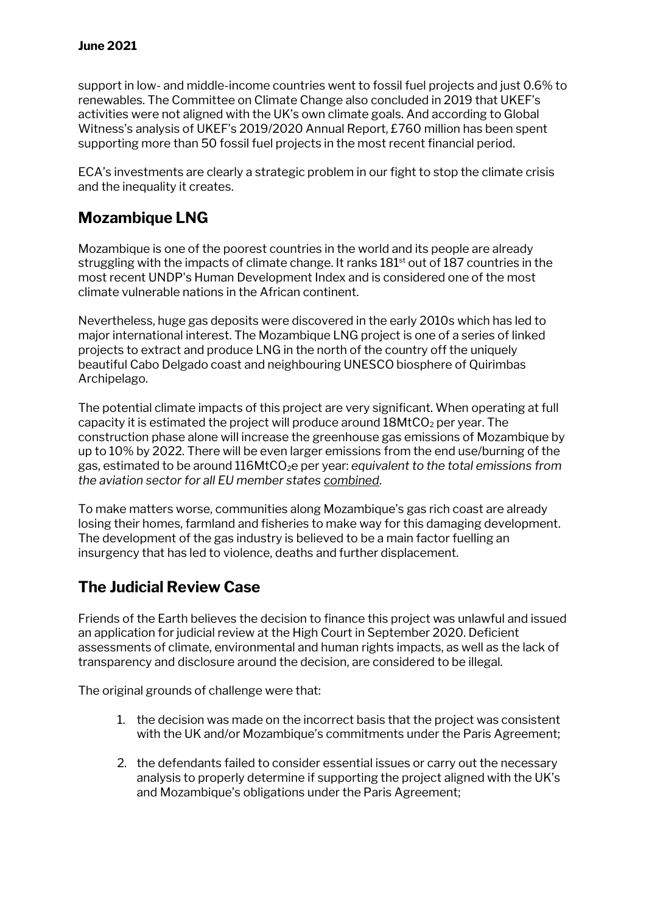support in low- and middle-income countries went to fossil fuel projects and just 0.6% to renewables. The Committee on Climate Change also concluded in 2019 that UKEF's activities were not aligned with the UK's own climate goals. And according to Global Witness's analysis of UKEF's 2019/2020 Annual Report, £760 million has been spent supporting more than 50 fossil fuel projects in the most recent financial period.

ECA's investments are clearly a strategic problem in our fight to stop the climate crisis and the inequality it creates.

## Mozambique LNG

Mozambique is one of the poorest countries in the world and its people are already struggling with the impacts of climate change. It ranks 181st out of 187 countries in the most recent UNDP's Human Development Index and is considered one of the most climate vulnerable nations in the African continent.

Nevertheless, huge gas deposits were discovered in the early 2010s which has led to major international interest. The Mozambique LNG project is one of a series of linked projects to extract and produce LNG in the north of the country off the uniquely beautiful Cabo Delgado coast and neighbouring UNESCO biosphere of Quirimbas Archipelago.

The potential climate impacts of this project are very significant. When operating at full capacity it is estimated the project will produce around 18Mt$CO_2$ per year. The construction phase alone will increase the greenhouse gas emissions of Mozambique by up to 10% by 2022. There will be even larger emissions from the end use/burning of the gas, estimated to be around 116Mt$CO_2$e per year: *equivalent to the total emissions from the aviation sector for all EU member states combined*.

To make matters worse, communities along Mozambique's gas rich coast are already losing their homes, farmland and fisheries to make way for this damaging development. The development of the gas industry is believed to be a main factor fuelling an insurgency that has led to violence, deaths and further displacement.

## The Judicial Review Case

Friends of the Earth believes the decision to finance this project was unlawful and issued an application for judicial review at the High Court in September 2020. Deficient assessments of climate, environmental and human rights impacts, as well as the lack of transparency and disclosure around the decision, are considered to be illegal.

The original grounds of challenge were that:

1. the decision was made on the incorrect basis that the project was consistent with the UK and/or Mozambique's commitments under the Paris Agreement;
2. the defendants failed to consider essential issues or carry out the necessary analysis to properly determine if supporting the project aligned with the UK's and Mozambique's obligations under the Paris Agreement;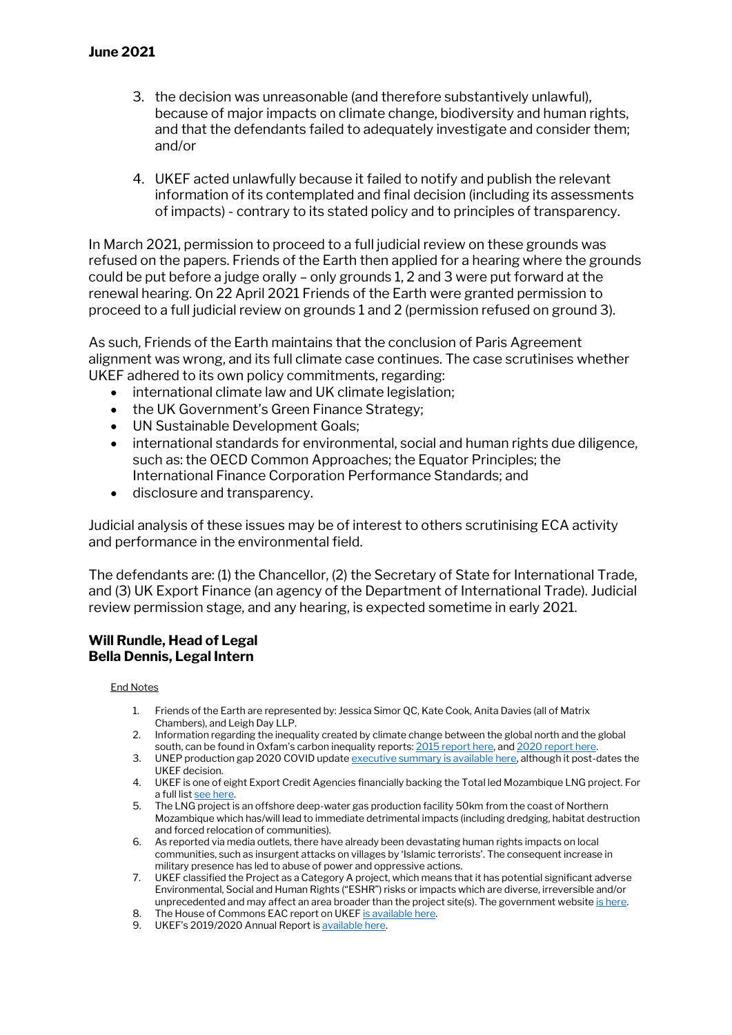**June 2021**

3. the decision was unreasonable (and therefore substantively unlawful), because of major impacts on climate change, biodiversity and human rights, and that the defendants failed to adequately investigate and consider them; and/or

4. UKEF acted unlawfully because it failed to notify and publish the relevant information of its contemplated and final decision (including its assessments of impacts) - contrary to its stated policy and to principles of transparency.

In March 2021, permission to proceed to a full judicial review on these grounds was refused on the papers. Friends of the Earth then applied for a hearing where the grounds could be put before a judge orally – only grounds 1, 2 and 3 were put forward at the renewal hearing. On 22 April 2021 Friends of the Earth were granted permission to proceed to a full judicial review on grounds 1 and 2 (permission refused on ground 3).

As such, Friends of the Earth maintains that the conclusion of Paris Agreement alignment was wrong, and its full climate case continues. The case scrutinises whether UKEF adhered to its own policy commitments, regarding:

- international climate law and UK climate legislation;
- the UK Government's Green Finance Strategy;
- UN Sustainable Development Goals;
- international standards for environmental, social and human rights due diligence, such as: the OECD Common Approaches; the Equator Principles; the International Finance Corporation Performance Standards; and
- disclosure and transparency.

Judicial analysis of these issues may be of interest to others scrutinising ECA activity and performance in the environmental field.

The defendants are: (1) the Chancellor, (2) the Secretary of State for International Trade, and (3) UK Export Finance (an agency of the Department of International Trade). Judicial review permission stage, and any hearing, is expected sometime in early 2021.

**Will Rundle, Head of Legal**
**Bella Dennis, Legal Intern**

End Notes

1. Friends of the Earth are represented by: Jessica Simor QC, Kate Cook, Anita Davies (all of Matrix Chambers), and Leigh Day LLP.
2. Information regarding the inequality created by climate change between the global north and the global south, can be found in Oxfam's carbon inequality reports: 2015 report here, and 2020 report here.
3. UNEP production gap 2020 COVID update executive summary is available here, although it post-dates the UKEF decision.
4. UKEF is one of eight Export Credit Agencies financially backing the Total led Mozambique LNG project. For a full list see here.
5. The LNG project is an offshore deep-water gas production facility 50km from the coast of Northern Mozambique which has/will lead to immediate detrimental impacts (including dredging, habitat destruction and forced relocation of communities).
6. As reported via media outlets, there have already been devastating human rights impacts on local communities, such as insurgent attacks on villages by 'Islamic terrorists'. The consequent increase in military presence has led to abuse of power and oppressive actions.
7. UKEF classified the Project as a Category A project, which means that it has potential significant adverse Environmental, Social and Human Rights ("ESHR") risks or impacts which are diverse, irreversible and/or unprecedented and may affect an area broader than the project site(s). The government website is here.
8. The House of Commons EAC report on UKEF is available here.
9. UKEF's 2019/2020 Annual Report is available here.